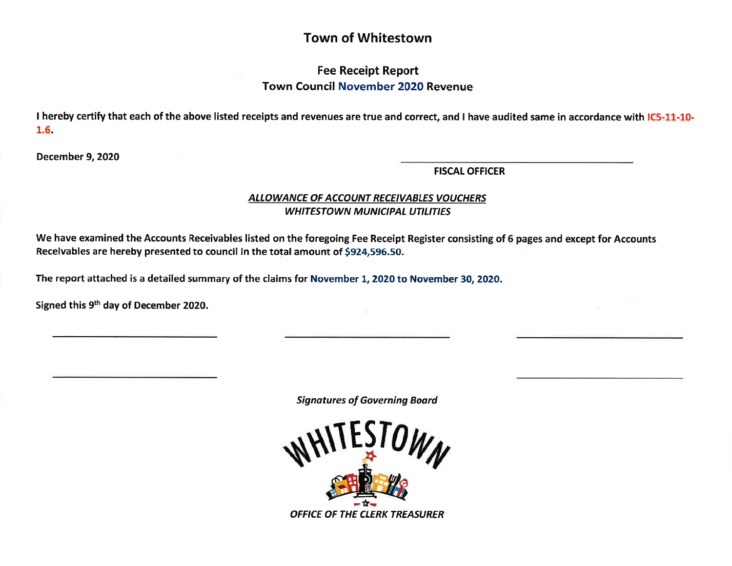# Town of Whitestown

## Fee Receipt Report
## Town Council November 2020 Revenue

**I hereby certify that each of the above listed receipts and revenues are true and correct, and I have audited same in accordance with IC5-11-10-1.6.**

**December 9, 2020**

______________________________
**FISCAL OFFICER**

***ALLOWANCE OF ACCOUNT RECEIVABLES VOUCHERS***
***WHITESTOWN MUNICIPAL UTILITIES***

**We have examined the Accounts Receivables listed on the foregoing Fee Receipt Register consisting of 6 pages and except for Accounts Receivables are hereby presented to council in the total amount of $924,596.50.**

**The report attached is a detailed summary of the claims for November 1, 2020 to November 30, 2020.**

**Signed this 9th day of December 2020.**

______________________________ ______________________________ ______________________________

______________________________ ______________________________

***Signatures of Governing Board***

WHITESTOWN

***OFFICE OF THE CLERK TREASURER***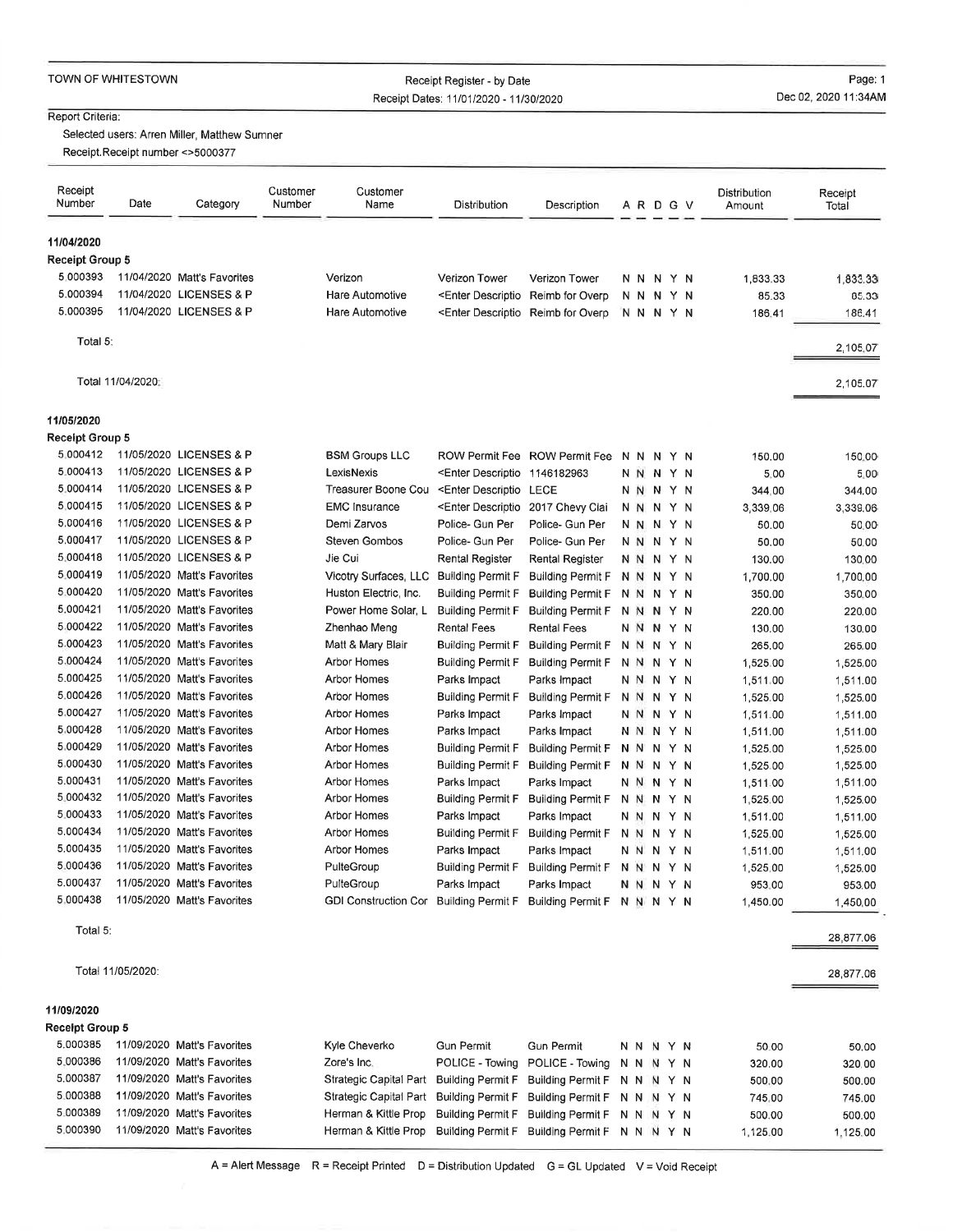TOWN OF WHITESTOWN

Receipt Register - by Date
Receipt Dates: 11/01/2020 - 11/30/2020

Dec 02, 2020 11:34AM

Report Criteria:
Selected users: Arren Miller, Matthew Sumner
Receipt.Receipt number <>5000377

| Receipt Number | Date | Category | Customer Number | Customer Name | Distribution | Description | A | R | D | G | V | Distribution Amount | Receipt Total |
|---|---|---|---|---|---|---|---|---|---|---|---|---|---|
| **11/04/2020** | | | | | | | | | | | | | |
| **Receipt Group 5** | | | | | | | | | | | | | |
| 5.000393 | 11/04/2020 | Matt's Favorites | | Verizon | Verizon Tower | Verizon Tower | N | N | N | Y | N | 1,833.33 | 1,833.33 |
| 5.000394 | 11/04/2020 | LICENSES & P | | Hare Automotive | <Enter Descriptio | Reimb for Overp | N | N | N | Y | N | 85.33 | 85.33 |
| 5.000395 | 11/04/2020 | LICENSES & P | | Hare Automotive | <Enter Descriptio | Reimb for Overp | N | N | N | Y | N | 186.41 | 186.41 |
| Total 5: | | | | | | | | | | | | | 2,105.07 |
| Total 11/04/2020: | | | | | | | | | | | | | 2,105.07 |
| **11/05/2020** | | | | | | | | | | | | | |
| **Receipt Group 5** | | | | | | | | | | | | | |
| 5.000412 | 11/05/2020 | LICENSES & P | | BSM Groups LLC | ROW Permit Fee | ROW Permit Fee | N | N | N | Y | N | 150.00 | 150.00 |
| 5.000413 | 11/05/2020 | LICENSES & P | | LexisNexis | <Enter Descriptio | 1146182963 | N | N | N | Y | N | 5.00 | 5.00 |
| 5.000414 | 11/05/2020 | LICENSES & P | | Treasurer Boone Cou | <Enter Descriptio | LECE | N | N | N | Y | N | 344.00 | 344.00 |
| 5.000415 | 11/05/2020 | LICENSES & P | | EMC Insurance | <Enter Descriptio | 2017 Chevy Clai | N | N | N | Y | N | 3,339.06 | 3,339.06 |
| 5.000416 | 11/05/2020 | LICENSES & P | | Demi Zarvos | Police- Gun Per | Police- Gun Per | N | N | N | Y | N | 50.00 | 50.00 |
| 5.000417 | 11/05/2020 | LICENSES & P | | Steven Gombos | Police- Gun Per | Police- Gun Per | N | N | N | Y | N | 50.00 | 50.00 |
| 5.000418 | 11/05/2020 | LICENSES & P | | Jie Cui | Rental Register | Rental Register | N | N | N | Y | N | 130.00 | 130.00 |
| 5.000419 | 11/05/2020 | Matt's Favorites | | Vicotry Surfaces, LLC | Building Permit F | Building Permit F | N | N | N | Y | N | 1,700.00 | 1,700.00 |
| 5.000420 | 11/05/2020 | Matt's Favorites | | Huston Electric, Inc. | Building Permit F | Building Permit F | N | N | N | Y | N | 350.00 | 350.00 |
| 5.000421 | 11/05/2020 | Matt's Favorites | | Power Home Solar, L | Building Permit F | Building Permit F | N | N | N | Y | N | 220.00 | 220.00 |
| 5.000422 | 11/05/2020 | Matt's Favorites | | Zhenhao Meng | Rental Fees | Rental Fees | N | N | N | Y | N | 130.00 | 130.00 |
| 5.000423 | 11/05/2020 | Matt's Favorites | | Matt & Mary Blair | Building Permit F | Building Permit F | N | N | N | Y | N | 265.00 | 265.00 |
| 5.000424 | 11/05/2020 | Matt's Favorites | | Arbor Homes | Building Permit F | Building Permit F | N | N | N | Y | N | 1,525.00 | 1,525.00 |
| 5.000425 | 11/05/2020 | Matt's Favorites | | Arbor Homes | Parks Impact | Parks Impact | N | N | N | Y | N | 1,511.00 | 1,511.00 |
| 5.000426 | 11/05/2020 | Matt's Favorites | | Arbor Homes | Building Permit F | Building Permit F | N | N | N | Y | N | 1,525.00 | 1,525.00 |
| 5.000427 | 11/05/2020 | Matt's Favorites | | Arbor Homes | Parks Impact | Parks Impact | N | N | N | Y | N | 1,511.00 | 1,511.00 |
| 5.000428 | 11/05/2020 | Matt's Favorites | | Arbor Homes | Parks Impact | Parks Impact | N | N | N | Y | N | 1,511.00 | 1,511.00 |
| 5.000429 | 11/05/2020 | Matt's Favorites | | Arbor Homes | Building Permit F | Building Permit F | N | N | N | Y | N | 1,525.00 | 1,525.00 |
| 5.000430 | 11/05/2020 | Matt's Favorites | | Arbor Homes | Building Permit F | Building Permit F | N | N | N | Y | N | 1,525.00 | 1,525.00 |
| 5.000431 | 11/05/2020 | Matt's Favorites | | Arbor Homes | Parks Impact | Parks Impact | N | N | N | Y | N | 1,511.00 | 1,511.00 |
| 5.000432 | 11/05/2020 | Matt's Favorites | | Arbor Homes | Building Permit F | Building Permit F | N | N | N | Y | N | 1,525.00 | 1,525.00 |
| 5.000433 | 11/05/2020 | Matt's Favorites | | Arbor Homes | Parks Impact | Parks Impact | N | N | N | Y | N | 1,511.00 | 1,511.00 |
| 5.000434 | 11/05/2020 | Matt's Favorites | | Arbor Homes | Building Permit F | Building Permit F | N | N | N | Y | N | 1,525.00 | 1,525.00 |
| 5.000435 | 11/05/2020 | Matt's Favorites | | Arbor Homes | Parks Impact | Parks Impact | N | N | N | Y | N | 1,511.00 | 1,511.00 |
| 5.000436 | 11/05/2020 | Matt's Favorites | | PulteGroup | Building Permit F | Building Permit F | N | N | N | Y | N | 1,525.00 | 1,525.00 |
| 5.000437 | 11/05/2020 | Matt's Favorites | | PulteGroup | Parks Impact | Parks Impact | N | N | N | Y | N | 953.00 | 953.00 |
| 5.000438 | 11/05/2020 | Matt's Favorites | | GDI Construction Cor | Building Permit F | Building Permit F | N | N | N | Y | N | 1,450.00 | 1,450.00 |
| Total 5: | | | | | | | | | | | | | 28,877.06 |
| Total 11/05/2020: | | | | | | | | | | | | | 28,877.06 |
| **11/09/2020** | | | | | | | | | | | | | |
| **Receipt Group 5** | | | | | | | | | | | | | |
| 5.000385 | 11/09/2020 | Matt's Favorites | | Kyle Cheverko | Gun Permit | Gun Permit | N | N | N | Y | N | 50.00 | 50.00 |
| 5.000386 | 11/09/2020 | Matt's Favorites | | Zore's Inc. | POLICE - Towing | POLICE - Towing | N | N | N | Y | N | 320.00 | 320.00 |
| 5.000387 | 11/09/2020 | Matt's Favorites | | Strategic Capital Part | Building Permit F | Building Permit F | N | N | N | Y | N | 500.00 | 500.00 |
| 5.000388 | 11/09/2020 | Matt's Favorites | | Strategic Capital Part | Building Permit F | Building Permit F | N | N | N | Y | N | 745.00 | 745.00 |
| 5.000389 | 11/09/2020 | Matt's Favorites | | Herman & Kittle Prop | Building Permit F | Building Permit F | N | N | N | Y | N | 500.00 | 500.00 |
| 5.000390 | 11/09/2020 | Matt's Favorites | | Herman & Kittle Prop | Building Permit F | Building Permit F | N | N | N | Y | N | 1,125.00 | 1,125.00 |

A = Alert Message R = Receipt Printed D = Distribution Updated G = GL Updated V = Void Receipt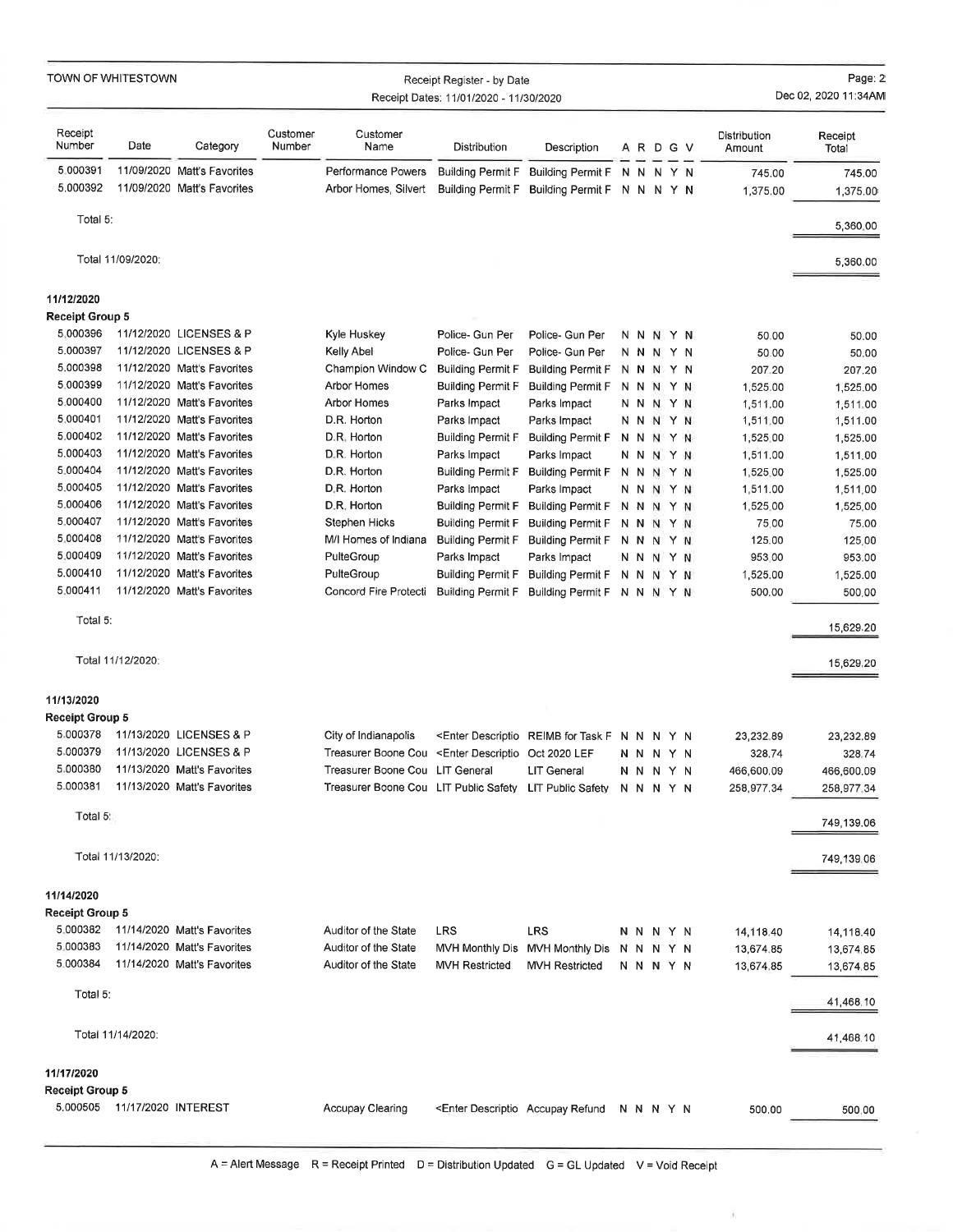TOWN OF WHITESTOWN

Receipt Register - by Date

Receipt Dates: 11/01/2020 - 11/30/2020

| Receipt Number | Date | Category | Customer Number | Customer Name | Distribution | Description | A | R | D | G | V | Distribution Amount | Receipt Total |
|---|---|---|---|---|---|---|---|---|---|---|---|---|---|
| 5.000391 | 11/09/2020 | Matt's Favorites | | Performance Powers | Building Permit F | Building Permit F | N | N | N | Y | N | 745.00 | 745.00 |
| 5.000392 | 11/09/2020 | Matt's Favorites | | Arbor Homes, Silvert | Building Permit F | Building Permit F | N | N | N | Y | N | 1,375.00 | 1,375.00 |
| Total 5: | | | | | | | | | | | | | 5,360.00 |
| Total 11/09/2020: | | | | | | | | | | | | | 5,360.00 |
| **11/12/2020** | | | | | | | | | | | | | |
| **Receipt Group 5** | | | | | | | | | | | | | |
| 5.000396 | 11/12/2020 | LICENSES & P | | Kyle Huskey | Police- Gun Per | Police- Gun Per | N | N | N | Y | N | 50.00 | 50.00 |
| 5.000397 | 11/12/2020 | LICENSES & P | | Kelly Abel | Police- Gun Per | Police- Gun Per | N | N | N | Y | N | 50.00 | 50.00 |
| 5.000398 | 11/12/2020 | Matt's Favorites | | Champion Window C | Building Permit F | Building Permit F | N | N | N | Y | N | 207.20 | 207.20 |
| 5.000399 | 11/12/2020 | Matt's Favorites | | Arbor Homes | Building Permit F | Building Permit F | N | N | N | Y | N | 1,525.00 | 1,525.00 |
| 5.000400 | 11/12/2020 | Matt's Favorites | | Arbor Homes | Parks Impact | Parks Impact | N | N | N | Y | N | 1,511.00 | 1,511.00 |
| 5.000401 | 11/12/2020 | Matt's Favorites | | D.R. Horton | Parks Impact | Parks Impact | N | N | N | Y | N | 1,511.00 | 1,511.00 |
| 5.000402 | 11/12/2020 | Matt's Favorites | | D.R. Horton | Building Permit F | Building Permit F | N | N | N | Y | N | 1,525.00 | 1,525.00 |
| 5.000403 | 11/12/2020 | Matt's Favorites | | D.R. Horton | Parks Impact | Parks Impact | N | N | N | Y | N | 1,511.00 | 1,511.00 |
| 5.000404 | 11/12/2020 | Matt's Favorites | | D.R. Horton | Building Permit F | Building Permit F | N | N | N | Y | N | 1,525.00 | 1,525.00 |
| 5.000405 | 11/12/2020 | Matt's Favorites | | D.R. Horton | Parks Impact | Parks Impact | N | N | N | Y | N | 1,511.00 | 1,511.00 |
| 5.000406 | 11/12/2020 | Matt's Favorites | | D.R. Horton | Building Permit F | Building Permit F | N | N | N | Y | N | 1,525.00 | 1,525.00 |
| 5.000407 | 11/12/2020 | Matt's Favorites | | Stephen Hicks | Building Permit F | Building Permit F | N | N | N | Y | N | 75.00 | 75.00 |
| 5.000408 | 11/12/2020 | Matt's Favorites | | M/I Homes of Indiana | Building Permit F | Building Permit F | N | N | N | Y | N | 125.00 | 125.00 |
| 5.000409 | 11/12/2020 | Matt's Favorites | | PulteGroup | Parks Impact | Parks Impact | N | N | N | Y | N | 953.00 | 953.00 |
| 5.000410 | 11/12/2020 | Matt's Favorites | | PulteGroup | Building Permit F | Building Permit F | N | N | N | Y | N | 1,525.00 | 1,525.00 |
| 5.000411 | 11/12/2020 | Matt's Favorites | | Concord Fire Protecti | Building Permit F | Building Permit F | N | N | N | Y | N | 500.00 | 500.00 |
| Total 5: | | | | | | | | | | | | | 15,629.20 |
| Total 11/12/2020: | | | | | | | | | | | | | 15,629.20 |
| **11/13/2020** | | | | | | | | | | | | | |
| **Receipt Group 5** | | | | | | | | | | | | | |
| 5.000378 | 11/13/2020 | LICENSES & P | | City of Indianapolis | <Enter Descriptio | REIMB for Task F | N | N | N | Y | N | 23,232.89 | 23,232.89 |
| 5.000379 | 11/13/2020 | LICENSES & P | | Treasurer Boone Cou | <Enter Descriptio | Oct 2020 LEF | N | N | N | Y | N | 328.74 | 328.74 |
| 5.000380 | 11/13/2020 | Matt's Favorites | | Treasurer Boone Cou | LIT General | LIT General | N | N | N | Y | N | 466,600.09 | 466,600.09 |
| 5.000381 | 11/13/2020 | Matt's Favorites | | Treasurer Boone Cou | LIT Public Safety | LIT Public Safety | N | N | N | Y | N | 258,977.34 | 258,977.34 |
| Total 5: | | | | | | | | | | | | | 749,139.06 |
| Total 11/13/2020: | | | | | | | | | | | | | 749,139.06 |
| **11/14/2020** | | | | | | | | | | | | | |
| **Receipt Group 5** | | | | | | | | | | | | | |
| 5.000382 | 11/14/2020 | Matt's Favorites | | Auditor of the State | LRS | LRS | N | N | N | Y | N | 14,118.40 | 14,118.40 |
| 5.000383 | 11/14/2020 | Matt's Favorites | | Auditor of the State | MVH Monthly Dis | MVH Monthly Dis | N | N | N | Y | N | 13,674.85 | 13,674.85 |
| 5.000384 | 11/14/2020 | Matt's Favorites | | Auditor of the State | MVH Restricted | MVH Restricted | N | N | N | Y | N | 13,674.85 | 13,674.85 |
| Total 5: | | | | | | | | | | | | | 41,468.10 |
| Total 11/14/2020: | | | | | | | | | | | | | 41,468.10 |
| **11/17/2020** | | | | | | | | | | | | | |
| **Receipt Group 5** | | | | | | | | | | | | | |
| 5.000505 | 11/17/2020 | INTEREST | | Accupay Clearing | <Enter Descriptio | Accupay Refund | N | N | N | Y | N | 500.00 | 500.00 |

A = Alert Message R = Receipt Printed D = Distribution Updated G = GL Updated V = Void Receipt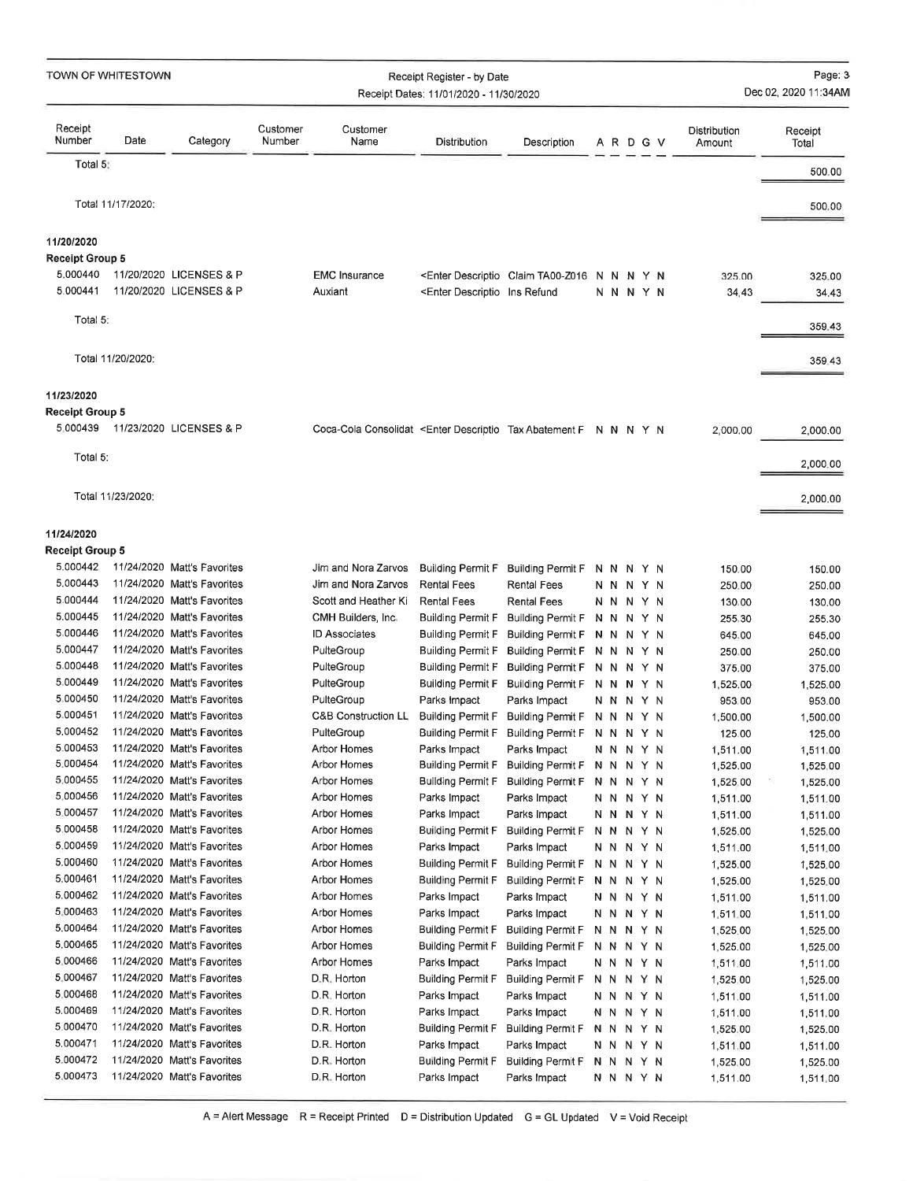TOWN OF WHITESTOWN

Receipt Register - by Date

Receipt Dates: 11/01/2020 - 11/30/2020

Dec 02, 2020 11:34AM

| Receipt Number | Date | Category | Customer Number | Customer Name | Distribution | Description | A | R | D | G | V | Distribution Amount | Receipt Total |
|---|---|---|---|---|---|---|---|---|---|---|---|---|---|
| Total 5: | | | | | | | | | | | | | 500.00 |
| Total 11/17/2020: | | | | | | | | | | | | | 500.00 |
| **11/20/2020** | | | | | | | | | | | | | |
| **Receipt Group 5** | | | | | | | | | | | | | |
| 5.000440 | 11/20/2020 | LICENSES & P | | EMC Insurance | <Enter Descriptio | Claim TA00-Z016 | N | N | N | Y | N | 325.00 | 325.00 |
| 5.000441 | 11/20/2020 | LICENSES & P | | Auxiant | <Enter Descriptio | Ins Refund | N | N | N | Y | N | 34.43 | 34.43 |
| Total 5: | | | | | | | | | | | | | 359.43 |
| Total 11/20/2020: | | | | | | | | | | | | | 359.43 |
| **11/23/2020** | | | | | | | | | | | | | |
| **Receipt Group 5** | | | | | | | | | | | | | |
| 5.000439 | 11/23/2020 | LICENSES & P | | Coca-Cola Consolidat | <Enter Descriptio | Tax Abatement F | N | N | N | Y | N | 2,000.00 | 2,000.00 |
| Total 5: | | | | | | | | | | | | | 2,000.00 |
| Total 11/23/2020: | | | | | | | | | | | | | 2,000.00 |
| **11/24/2020** | | | | | | | | | | | | | |
| **Receipt Group 5** | | | | | | | | | | | | | |
| 5.000442 | 11/24/2020 | Matt's Favorites | | Jim and Nora Zarvos | Building Permit F | Building Permit F | N | N | N | Y | N | 150.00 | 150.00 |
| 5.000443 | 11/24/2020 | Matt's Favorites | | Jim and Nora Zarvos | Rental Fees | Rental Fees | N | N | N | Y | N | 250.00 | 250.00 |
| 5.000444 | 11/24/2020 | Matt's Favorites | | Scott and Heather Ki | Rental Fees | Rental Fees | N | N | N | Y | N | 130.00 | 130.00 |
| 5.000445 | 11/24/2020 | Matt's Favorites | | CMH Builders, Inc. | Building Permit F | Building Permit F | N | N | N | Y | N | 255.30 | 255.30 |
| 5.000446 | 11/24/2020 | Matt's Favorites | | ID Associates | Building Permit F | Building Permit F | N | N | N | Y | N | 645.00 | 645.00 |
| 5.000447 | 11/24/2020 | Matt's Favorites | | PulteGroup | Building Permit F | Building Permit F | N | N | N | Y | N | 250.00 | 250.00 |
| 5.000448 | 11/24/2020 | Matt's Favorites | | PulteGroup | Building Permit F | Building Permit F | N | N | N | Y | N | 375.00 | 375.00 |
| 5.000449 | 11/24/2020 | Matt's Favorites | | PulteGroup | Building Permit F | Building Permit F | N | N | N | Y | N | 1,525.00 | 1,525.00 |
| 5.000450 | 11/24/2020 | Matt's Favorites | | PulteGroup | Parks Impact | Parks Impact | N | N | N | Y | N | 953.00 | 953.00 |
| 5.000451 | 11/24/2020 | Matt's Favorites | | C&B Construction LL | Building Permit F | Building Permit F | N | N | N | Y | N | 1,500.00 | 1,500.00 |
| 5.000452 | 11/24/2020 | Matt's Favorites | | PulteGroup | Building Permit F | Building Permit F | N | N | N | Y | N | 125.00 | 125.00 |
| 5.000453 | 11/24/2020 | Matt's Favorites | | Arbor Homes | Parks Impact | Parks Impact | N | N | N | Y | N | 1,511.00 | 1,511.00 |
| 5.000454 | 11/24/2020 | Matt's Favorites | | Arbor Homes | Building Permit F | Building Permit F | N | N | N | Y | N | 1,525.00 | 1,525.00 |
| 5.000455 | 11/24/2020 | Matt's Favorites | | Arbor Homes | Building Permit F | Building Permit F | N | N | N | Y | N | 1,525.00 | 1,525.00 |
| 5.000456 | 11/24/2020 | Matt's Favorites | | Arbor Homes | Parks Impact | Parks Impact | N | N | N | Y | N | 1,511.00 | 1,511.00 |
| 5.000457 | 11/24/2020 | Matt's Favorites | | Arbor Homes | Parks Impact | Parks Impact | N | N | N | Y | N | 1,511.00 | 1,511.00 |
| 5.000458 | 11/24/2020 | Matt's Favorites | | Arbor Homes | Building Permit F | Building Permit F | N | N | N | Y | N | 1,525.00 | 1,525.00 |
| 5.000459 | 11/24/2020 | Matt's Favorites | | Arbor Homes | Parks Impact | Parks Impact | N | N | N | Y | N | 1,511.00 | 1,511.00 |
| 5.000460 | 11/24/2020 | Matt's Favorites | | Arbor Homes | Building Permit F | Building Permit F | N | N | N | Y | N | 1,525.00 | 1,525.00 |
| 5.000461 | 11/24/2020 | Matt's Favorites | | Arbor Homes | Building Permit F | Building Permit F | N | N | N | Y | N | 1,525.00 | 1,525.00 |
| 5.000462 | 11/24/2020 | Matt's Favorites | | Arbor Homes | Parks Impact | Parks Impact | N | N | N | Y | N | 1,511.00 | 1,511.00 |
| 5.000463 | 11/24/2020 | Matt's Favorites | | Arbor Homes | Parks Impact | Parks Impact | N | N | N | Y | N | 1,511.00 | 1,511.00 |
| 5.000464 | 11/24/2020 | Matt's Favorites | | Arbor Homes | Building Permit F | Building Permit F | N | N | N | Y | N | 1,525.00 | 1,525.00 |
| 5.000465 | 11/24/2020 | Matt's Favorites | | Arbor Homes | Building Permit F | Building Permit F | N | N | N | Y | N | 1,525.00 | 1,525.00 |
| 5.000466 | 11/24/2020 | Matt's Favorites | | Arbor Homes | Parks Impact | Parks Impact | N | N | N | Y | N | 1,511.00 | 1,511.00 |
| 5.000467 | 11/24/2020 | Matt's Favorites | | D.R. Horton | Building Permit F | Building Permit F | N | N | N | Y | N | 1,525.00 | 1,525.00 |
| 5.000468 | 11/24/2020 | Matt's Favorites | | D.R. Horton | Parks Impact | Parks Impact | N | N | N | Y | N | 1,511.00 | 1,511.00 |
| 5.000469 | 11/24/2020 | Matt's Favorites | | D.R. Horton | Parks Impact | Parks Impact | N | N | N | Y | N | 1,511.00 | 1,511.00 |
| 5.000470 | 11/24/2020 | Matt's Favorites | | D.R. Horton | Building Permit F | Building Permit F | N | N | N | Y | N | 1,525.00 | 1,525.00 |
| 5.000471 | 11/24/2020 | Matt's Favorites | | D.R. Horton | Parks Impact | Parks Impact | N | N | N | Y | N | 1,511.00 | 1,511.00 |
| 5.000472 | 11/24/2020 | Matt's Favorites | | D.R. Horton | Building Permit F | Building Permit F | N | N | N | Y | N | 1,525.00 | 1,525.00 |
| 5.000473 | 11/24/2020 | Matt's Favorites | | D.R. Horton | Parks Impact | Parks Impact | N | N | N | Y | N | 1,511.00 | 1,511.00 |

A = Alert Message R = Receipt Printed D = Distribution Updated G = GL Updated V = Void Receipt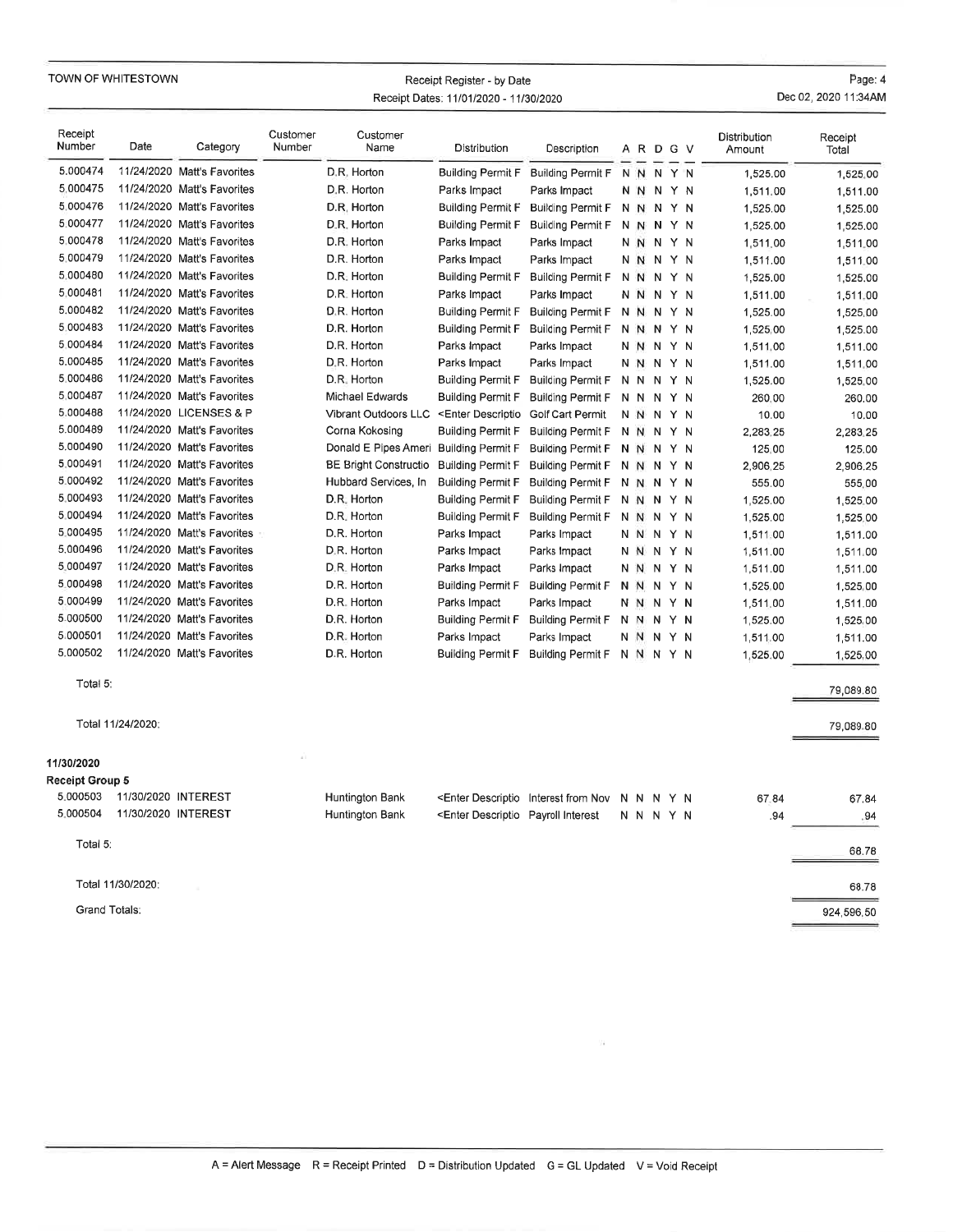| Receipt Number | Date | Category | Customer Number | Customer Name | Distribution | Description | A | R | D | G | V | Distribution Amount | Receipt Total |
|---|---|---|---|---|---|---|---|---|---|---|---|---|---|
| 5.000474 | 11/24/2020 | Matt's Favorites | | D.R. Horton | Building Permit F | Building Permit F | N | N | N | Y | N | 1,525.00 | 1,525.00 |
| 5.000475 | 11/24/2020 | Matt's Favorites | | D.R. Horton | Parks Impact | Parks Impact | N | N | N | Y | N | 1,511.00 | 1,511.00 |
| 5.000476 | 11/24/2020 | Matt's Favorites | | D.R. Horton | Building Permit F | Building Permit F | N | N | N | Y | N | 1,525.00 | 1,525.00 |
| 5.000477 | 11/24/2020 | Matt's Favorites | | D.R. Horton | Building Permit F | Building Permit F | N | N | N | Y | N | 1,525.00 | 1,525.00 |
| 5.000478 | 11/24/2020 | Matt's Favorites | | D.R. Horton | Parks Impact | Parks Impact | N | N | N | Y | N | 1,511.00 | 1,511.00 |
| 5.000479 | 11/24/2020 | Matt's Favorites | | D.R. Horton | Parks Impact | Parks Impact | N | N | N | Y | N | 1,511.00 | 1,511.00 |
| 5.000480 | 11/24/2020 | Matt's Favorites | | D.R. Horton | Building Permit F | Building Permit F | N | N | N | Y | N | 1,525.00 | 1,525.00 |
| 5.000481 | 11/24/2020 | Matt's Favorites | | D.R. Horton | Parks Impact | Parks Impact | N | N | N | Y | N | 1,511.00 | 1,511.00 |
| 5.000482 | 11/24/2020 | Matt's Favorites | | D.R. Horton | Building Permit F | Building Permit F | N | N | N | Y | N | 1,525.00 | 1,525.00 |
| 5.000483 | 11/24/2020 | Matt's Favorites | | D.R. Horton | Building Permit F | Building Permit F | N | N | N | Y | N | 1,525.00 | 1,525.00 |
| 5.000484 | 11/24/2020 | Matt's Favorites | | D.R. Horton | Parks Impact | Parks Impact | N | N | N | Y | N | 1,511.00 | 1,511.00 |
| 5.000485 | 11/24/2020 | Matt's Favorites | | D.R. Horton | Parks Impact | Parks Impact | N | N | N | Y | N | 1,511.00 | 1,511.00 |
| 5.000486 | 11/24/2020 | Matt's Favorites | | D.R. Horton | Building Permit F | Building Permit F | N | N | N | Y | N | 1,525.00 | 1,525.00 |
| 5.000487 | 11/24/2020 | Matt's Favorites | | Michael Edwards | Building Permit F | Building Permit F | N | N | N | Y | N | 260.00 | 260.00 |
| 5.000488 | 11/24/2020 | LICENSES & P | | Vibrant Outdoors LLC | <Enter Descriptio | Golf Cart Permit | N | N | N | Y | N | 10.00 | 10.00 |
| 5.000489 | 11/24/2020 | Matt's Favorites | | Corna Kokosing | Building Permit F | Building Permit F | N | N | N | Y | N | 2,283.25 | 2,283.25 |
| 5.000490 | 11/24/2020 | Matt's Favorites | | Donald E Pipes Ameri | Building Permit F | Building Permit F | N | N | N | Y | N | 125.00 | 125.00 |
| 5.000491 | 11/24/2020 | Matt's Favorites | | BE Bright Constructio | Building Permit F | Building Permit F | N | N | N | Y | N | 2,906.25 | 2,906.25 |
| 5.000492 | 11/24/2020 | Matt's Favorites | | Hubbard Services, In | Building Permit F | Building Permit F | N | N | N | Y | N | 555.00 | 555.00 |
| 5.000493 | 11/24/2020 | Matt's Favorites | | D.R. Horton | Building Permit F | Building Permit F | N | N | N | Y | N | 1,525.00 | 1,525.00 |
| 5.000494 | 11/24/2020 | Matt's Favorites | | D.R. Horton | Building Permit F | Building Permit F | N | N | N | Y | N | 1,525.00 | 1,525.00 |
| 5.000495 | 11/24/2020 | Matt's Favorites | | D.R. Horton | Parks Impact | Parks Impact | N | N | N | Y | N | 1,511.00 | 1,511.00 |
| 5.000496 | 11/24/2020 | Matt's Favorites | | D.R. Horton | Parks Impact | Parks Impact | N | N | N | Y | N | 1,511.00 | 1,511.00 |
| 5.000497 | 11/24/2020 | Matt's Favorites | | D.R. Horton | Parks Impact | Parks Impact | N | N | N | Y | N | 1,511.00 | 1,511.00 |
| 5.000498 | 11/24/2020 | Matt's Favorites | | D.R. Horton | Building Permit F | Building Permit F | N | N | N | Y | N | 1,525.00 | 1,525.00 |
| 5.000499 | 11/24/2020 | Matt's Favorites | | D.R. Horton | Parks Impact | Parks Impact | N | N | N | Y | N | 1,511.00 | 1,511.00 |
| 5.000500 | 11/24/2020 | Matt's Favorites | | D.R. Horton | Building Permit F | Building Permit F | N | N | N | Y | N | 1,525.00 | 1,525.00 |
| 5.000501 | 11/24/2020 | Matt's Favorites | | D.R. Horton | Parks Impact | Parks Impact | N | N | N | Y | N | 1,511.00 | 1,511.00 |
| 5.000502 | 11/24/2020 | Matt's Favorites | | D.R. Horton | Building Permit F | Building Permit F | N | N | N | Y | N | 1,525.00 | 1,525.00 |
| Total 5: | | | | | | | | | | | | | 79,089.80 |
| Total 11/24/2020: | | | | | | | | | | | | | 79,089.80 |

**11/30/2020**

**Receipt Group 5**

| Receipt Number | Date | Category | Customer Number | Customer Name | Distribution | Description | A | R | D | G | V | Distribution Amount | Receipt Total |
|---|---|---|---|---|---|---|---|---|---|---|---|---|---|
| 5.000503 | 11/30/2020 | INTEREST | | Huntington Bank | <Enter Descriptio | Interest from Nov | N | N | N | Y | N | 67.84 | 67.84 |
| 5.000504 | 11/30/2020 | INTEREST | | Huntington Bank | <Enter Descriptio | Payroll Interest | N | N | N | Y | N | .94 | .94 |
| Total 5: | | | | | | | | | | | | | 68.78 |
| Total 11/30/2020: | | | | | | | | | | | | | 68.78 |
| Grand Totals: | | | | | | | | | | | | | 924,596.50 |

A = Alert Message R = Receipt Printed D = Distribution Updated G = GL Updated V = Void Receipt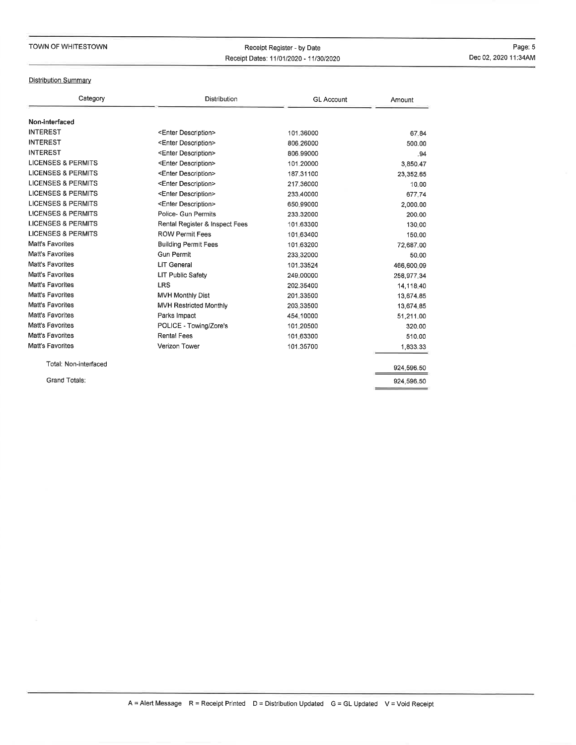TOWN OF WHITESTOWN

Receipt Register - by Date
Receipt Dates: 11/01/2020 - 11/30/2020

Dec 02, 2020 11:34AM

Distribution Summary

| Category | Distribution | GL Account | Amount |
|---|---|---|---|
| **Non-interfaced** | | | |
| INTEREST | <Enter Description> | 101.36000 | 67.84 |
| INTEREST | <Enter Description> | 806.26000 | 500.00 |
| INTEREST | <Enter Description> | 806.99000 | .94 |
| LICENSES & PERMITS | <Enter Description> | 101.20000 | 3,850.47 |
| LICENSES & PERMITS | <Enter Description> | 187.31100 | 23,352.65 |
| LICENSES & PERMITS | <Enter Description> | 217.36000 | 10.00 |
| LICENSES & PERMITS | <Enter Description> | 233.40000 | 677.74 |
| LICENSES & PERMITS | <Enter Description> | 650.99000 | 2,000.00 |
| LICENSES & PERMITS | Police- Gun Permits | 233.32000 | 200.00 |
| LICENSES & PERMITS | Rental Register & Inspect Fees | 101.63300 | 130.00 |
| LICENSES & PERMITS | ROW Permit Fees | 101.63400 | 150.00 |
| Matt's Favorites | Building Permit Fees | 101.63200 | 72,687.00 |
| Matt's Favorites | Gun Permit | 233.32000 | 50.00 |
| Matt's Favorites | LIT General | 101.33524 | 466,600.09 |
| Matt's Favorites | LIT Public Safety | 249.00000 | 258,977.34 |
| Matt's Favorites | LRS | 202.35400 | 14,118.40 |
| Matt's Favorites | MVH Monthly Dist | 201.33500 | 13,674.85 |
| Matt's Favorites | MVH Restricted Monthly | 203.33500 | 13,674.85 |
| Matt's Favorites | Parks Impact | 454.10000 | 51,211.00 |
| Matt's Favorites | POLICE - Towing/Zore's | 101.20500 | 320.00 |
| Matt's Favorites | Rental Fees | 101.63300 | 510.00 |
| Matt's Favorites | Verizon Tower | 101.35700 | 1,833.33 |
| Total: Non-interfaced | | | 924,596.50 |
| Grand Totals: | | | 924,596.50 |

A = Alert Message R = Receipt Printed D = Distribution Updated G = GL Updated V = Void Receipt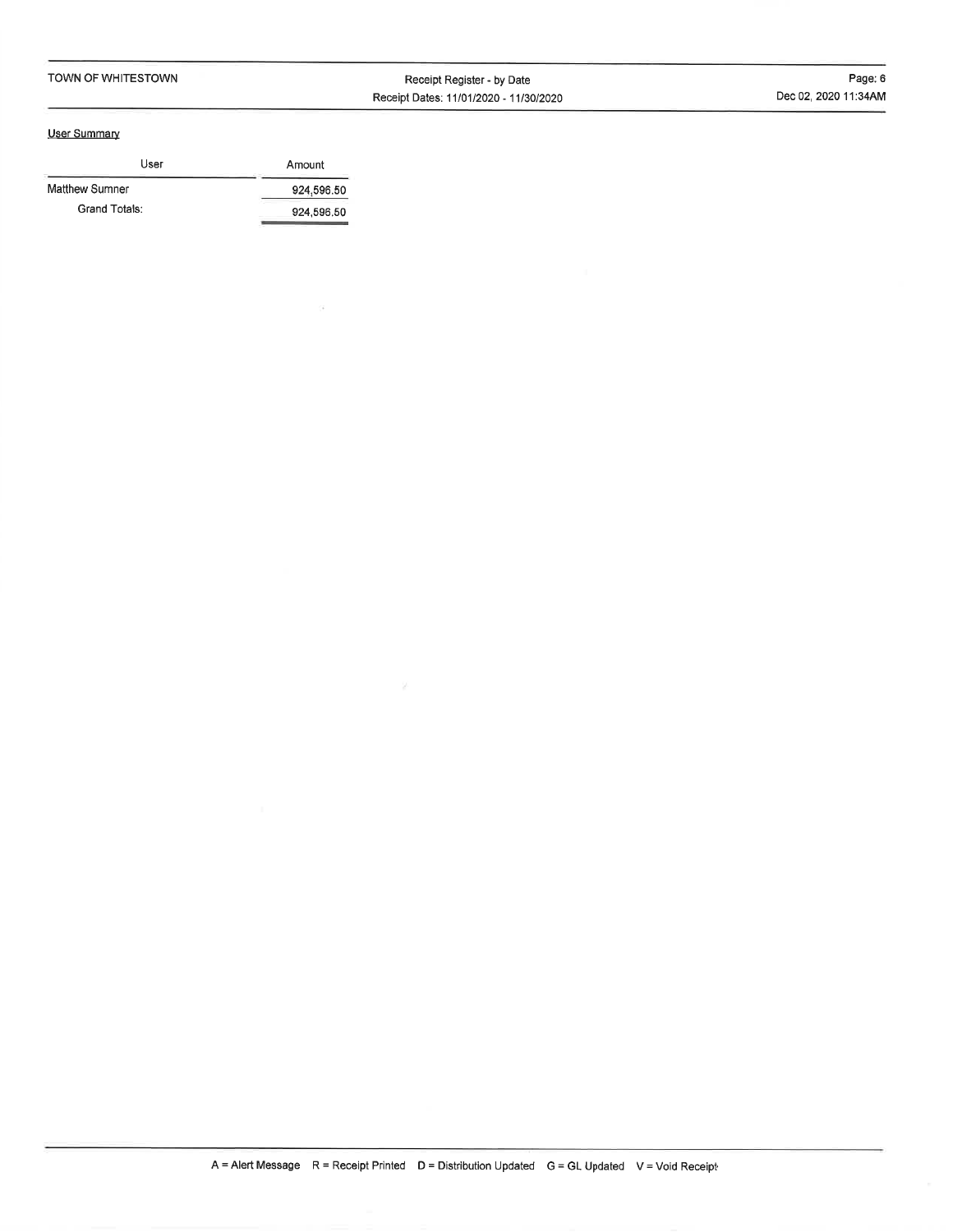User Summary

| User | Amount |
| --- | --- |
| Matthew Sumner | 924,596.50 |
| Grand Totals: | 924,596.50 |

A = Alert Message R = Receipt Printed D = Distribution Updated G = GL Updated V = Void Receipt